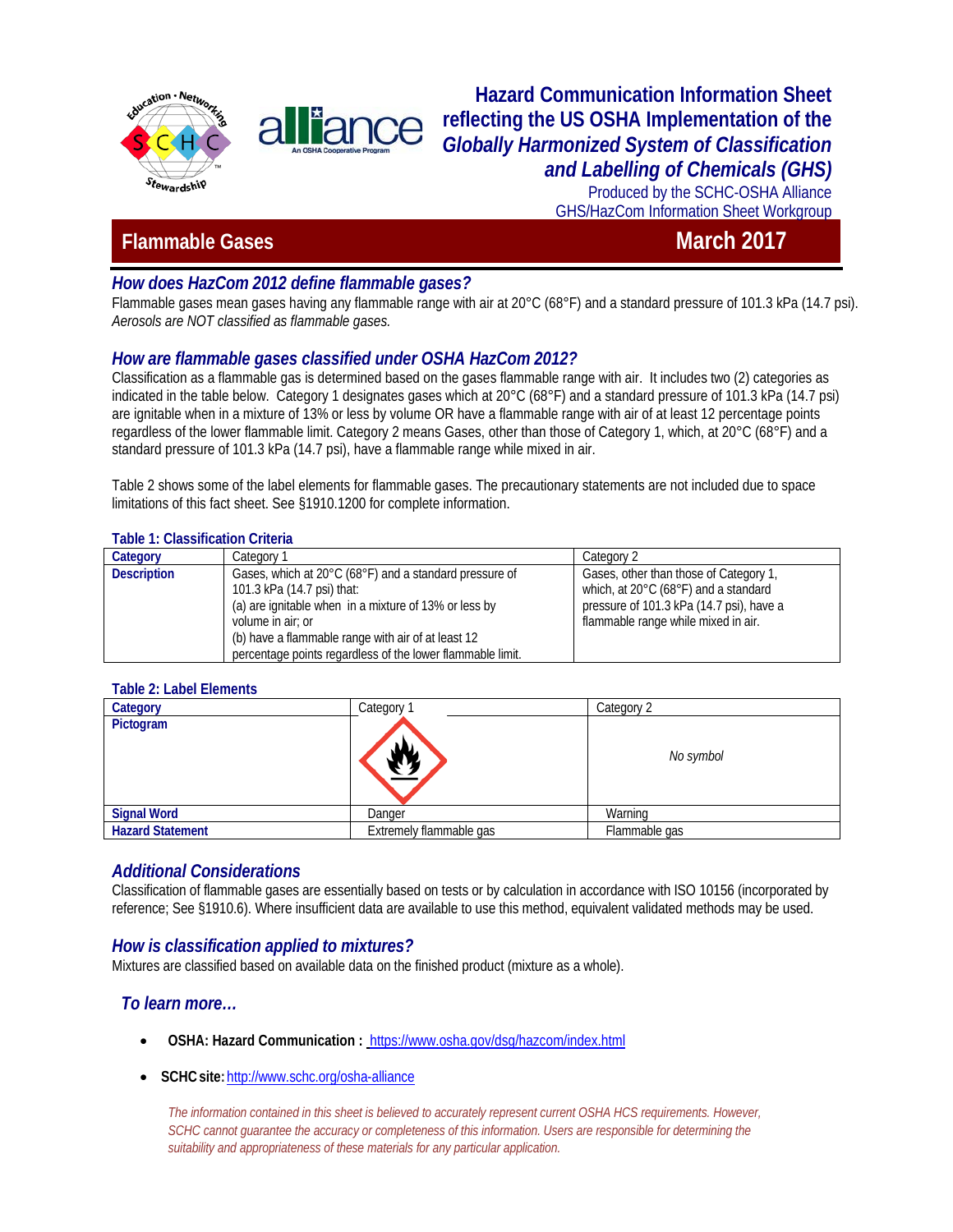# Hazard Communication Information Sheet reflecting the US OSHA Implementation of the *Globally Harmonized System of Classification and Labelling of Chemicals (GHS)*

Produced by the SCHC-OSHA Alliance
GHS/HazCom Information Sheet Workgroup

## Flammable Gases — March 2017

### *How does HazCom 2012 define flammable gases?*

Flammable gases mean gases having any flammable range with air at 20°C (68°F) and a standard pressure of 101.3 kPa (14.7 psi). *Aerosols are NOT classified as flammable gases.*

### *How are flammable gases classified under OSHA HazCom 2012?*

Classification as a flammable gas is determined based on the gases flammable range with air. It includes two (2) categories as indicated in the table below. Category 1 designates gases which at 20°C (68°F) and a standard pressure of 101.3 kPa (14.7 psi) are ignitable when in a mixture of 13% or less by volume OR have a flammable range with air of at least 12 percentage points regardless of the lower flammable limit. Category 2 means Gases, other than those of Category 1, which, at 20°C (68°F) and a standard pressure of 101.3 kPa (14.7 psi), have a flammable range while mixed in air.

Table 2 shows some of the label elements for flammable gases. The precautionary statements are not included due to space limitations of this fact sheet. See §1910.1200 for complete information.

**Table 1: Classification Criteria**

| Category | Category 1 | Category 2 |
|---|---|---|
| Description | Gases, which at 20°C (68°F) and a standard pressure of 101.3 kPa (14.7 psi) that:<br>(a) are ignitable when in a mixture of 13% or less by volume in air; or<br>(b) have a flammable range with air of at least 12 percentage points regardless of the lower flammable limit. | Gases, other than those of Category 1, which, at 20°C (68°F) and a standard pressure of 101.3 kPa (14.7 psi), have a flammable range while mixed in air. |

**Table 2: Label Elements**

| Category | Category 1 | Category 2 |
|---|---|---|
| Pictogram | (Flame pictogram) | *No symbol* |
| Signal Word | Danger | Warning |
| Hazard Statement | Extremely flammable gas | Flammable gas |

### *Additional Considerations*

Classification of flammable gases are essentially based on tests or by calculation in accordance with ISO 10156 (incorporated by reference; See §1910.6). Where insufficient data are available to use this method, equivalent validated methods may be used.

### *How is classification applied to mixtures?*

Mixtures are classified based on available data on the finished product (mixture as a whole).

### *To learn more…*

- **OSHA: Hazard Communication :** https://www.osha.gov/dsg/hazcom/index.html
- **SCHC site:** http://www.schc.org/osha-alliance

*The information contained in this sheet is believed to accurately represent current OSHA HCS requirements. However, SCHC cannot guarantee the accuracy or completeness of this information. Users are responsible for determining the suitability and appropriateness of these materials for any particular application.*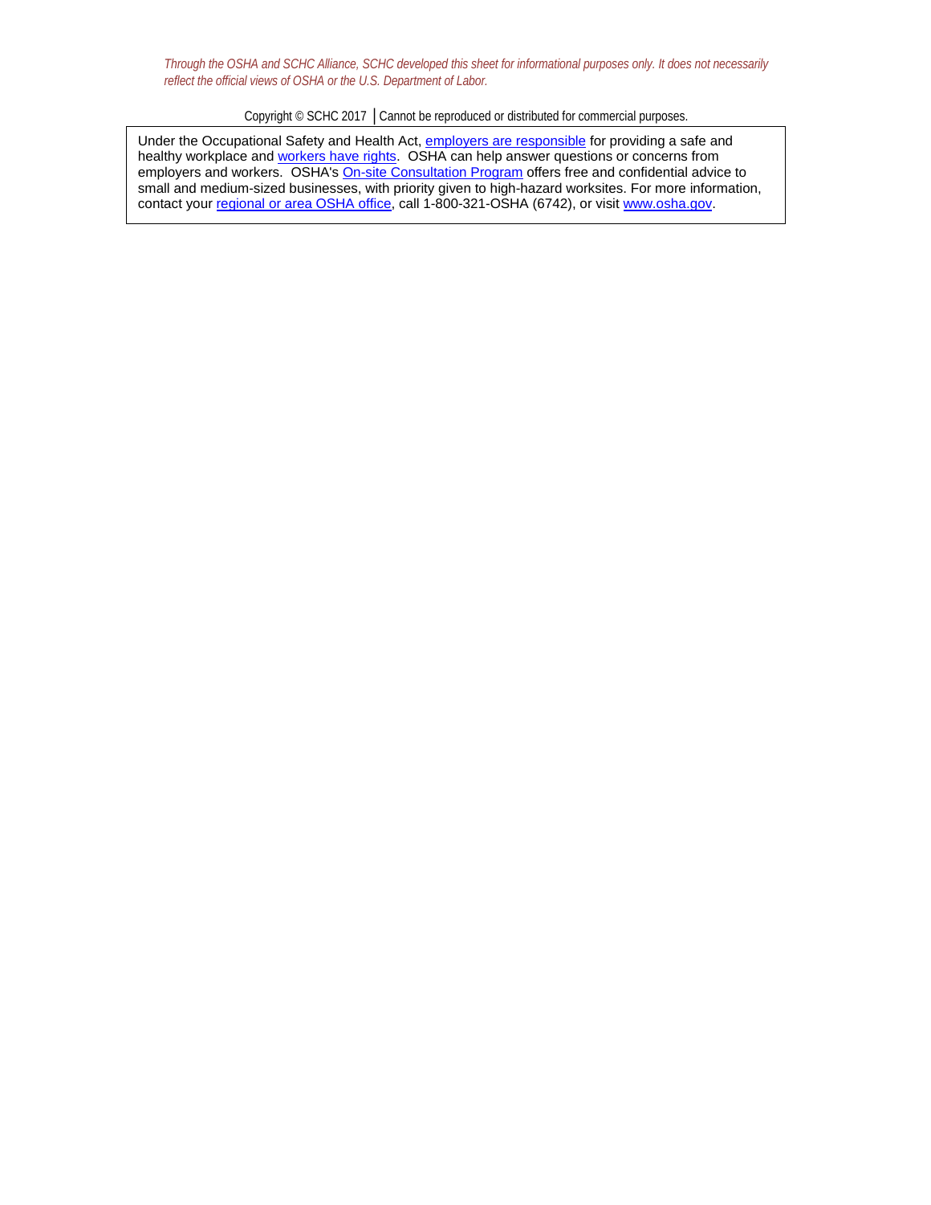*Through the OSHA and SCHC Alliance, SCHC developed this sheet for informational purposes only. It does not necessarily reflect the official views of OSHA or the U.S. Department of Labor.*

Copyright © SCHC 2017 | Cannot be reproduced or distributed for commercial purposes.

Under the Occupational Safety and Health Act, employers are responsible for providing a safe and healthy workplace and workers have rights. OSHA can help answer questions or concerns from employers and workers. OSHA's On-site Consultation Program offers free and confidential advice to small and medium-sized businesses, with priority given to high-hazard worksites. For more information, contact your regional or area OSHA office, call 1-800-321-OSHA (6742), or visit www.osha.gov.